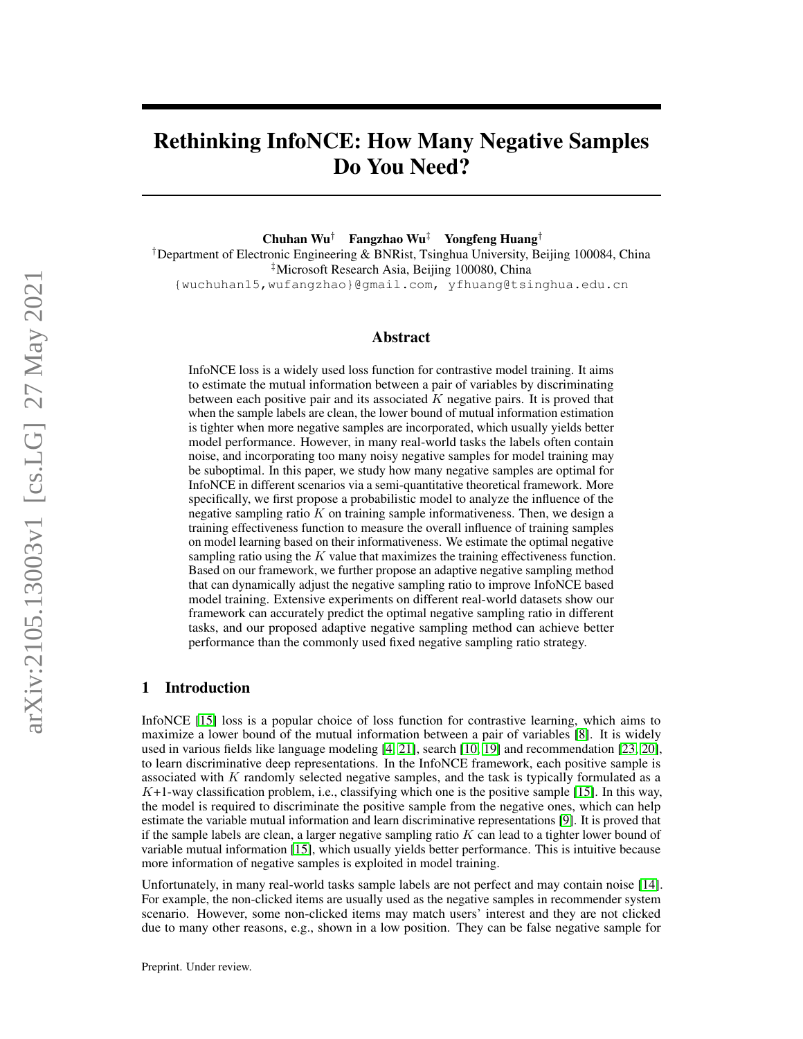# Rethinking InfoNCE: How Many Negative Samples Do You Need?

**Chuhan Wu**[†] **Fangzhao Wu**[‡] **Yongfeng Huang**[†]

[†]Department of Electronic Engineering & BNRist, Tsinghua University, Beijing 100084, China
[‡]Microsoft Research Asia, Beijing 100080, China
{wuchuhan15,wufangzhao}@gmail.com, yfhuang@tsinghua.edu.cn

## Abstract

InfoNCE loss is a widely used loss function for contrastive model training. It aims to estimate the mutual information between a pair of variables by discriminating between each positive pair and its associated $K$ negative pairs. It is proved that when the sample labels are clean, the lower bound of mutual information estimation is tighter when more negative samples are incorporated, which usually yields better model performance. However, in many real-world tasks the labels often contain noise, and incorporating too many noisy negative samples for model training may be suboptimal. In this paper, we study how many negative samples are optimal for InfoNCE in different scenarios via a semi-quantitative theoretical framework. More specifically, we first propose a probabilistic model to analyze the influence of the negative sampling ratio $K$ on training sample informativeness. Then, we design a training effectiveness function to measure the overall influence of training samples on model learning based on their informativeness. We estimate the optimal negative sampling ratio using the $K$ value that maximizes the training effectiveness function. Based on our framework, we further propose an adaptive negative sampling method that can dynamically adjust the negative sampling ratio to improve InfoNCE based model training. Extensive experiments on different real-world datasets show our framework can accurately predict the optimal negative sampling ratio in different tasks, and our proposed adaptive negative sampling method can achieve better performance than the commonly used fixed negative sampling ratio strategy.

## 1 Introduction

InfoNCE [15] loss is a popular choice of loss function for contrastive learning, which aims to maximize a lower bound of the mutual information between a pair of variables [8]. It is widely used in various fields like language modeling [4, 21], search [10, 19] and recommendation [23, 20], to learn discriminative deep representations. In the InfoNCE framework, each positive sample is associated with $K$ randomly selected negative samples, and the task is typically formulated as a $K$+1-way classification problem, i.e., classifying which one is the positive sample [15]. In this way, the model is required to discriminate the positive sample from the negative ones, which can help estimate the variable mutual information and learn discriminative representations [9]. It is proved that if the sample labels are clean, a larger negative sampling ratio $K$ can lead to a tighter lower bound of variable mutual information [15], which usually yields better performance. This is intuitive because more information of negative samples is exploited in model training.

Unfortunately, in many real-world tasks sample labels are not perfect and may contain noise [14]. For example, the non-clicked items are usually used as the negative samples in recommender system scenario. However, some non-clicked items may match users' interest and they are not clicked due to many other reasons, e.g., shown in a low position. They can be false negative sample for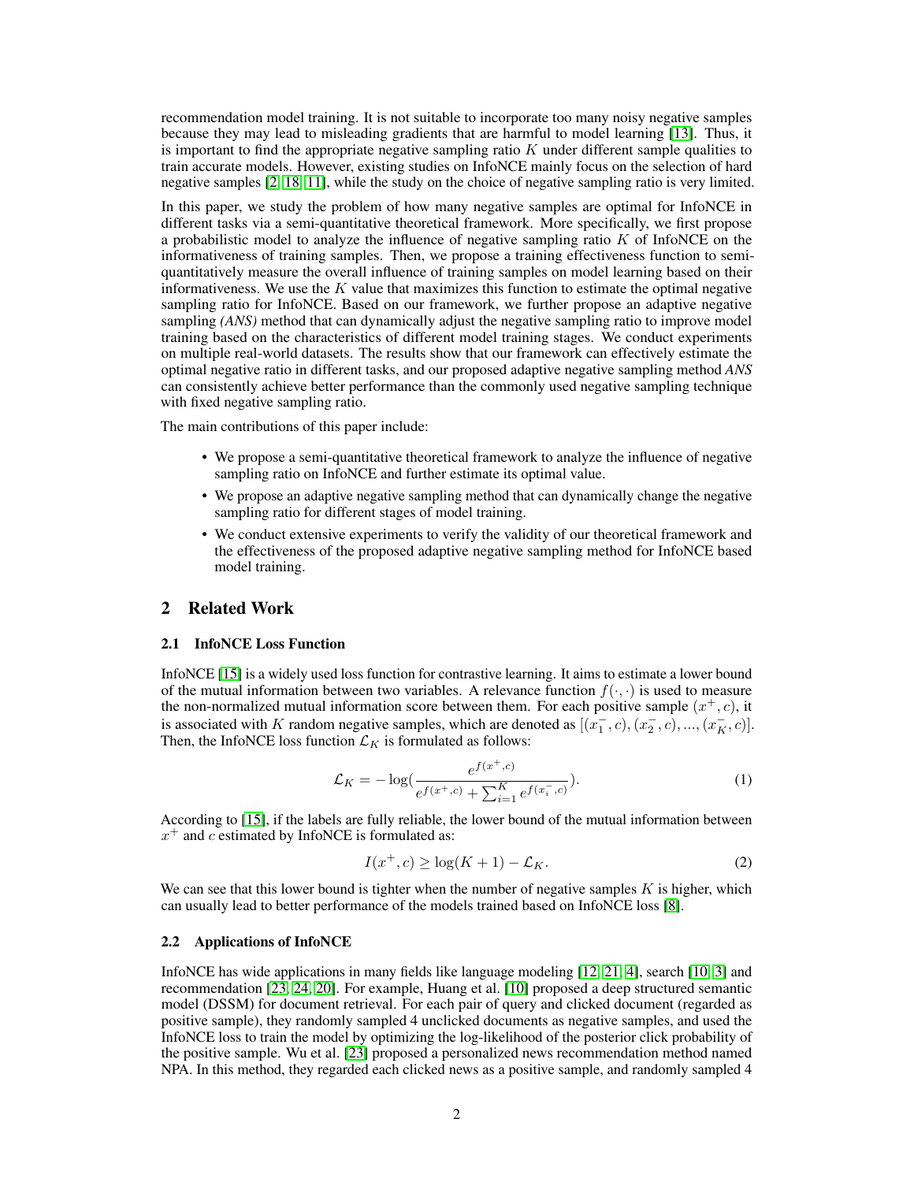recommendation model training. It is not suitable to incorporate too many noisy negative samples because they may lead to misleading gradients that are harmful to model learning [13]. Thus, it is important to find the appropriate negative sampling ratio $K$ under different sample qualities to train accurate models. However, existing studies on InfoNCE mainly focus on the selection of hard negative samples [2, 18, 11], while the study on the choice of negative sampling ratio is very limited.

In this paper, we study the problem of how many negative samples are optimal for InfoNCE in different tasks via a semi-quantitative theoretical framework. More specifically, we first propose a probabilistic model to analyze the influence of negative sampling ratio $K$ of InfoNCE on the informativeness of training samples. Then, we propose a training effectiveness function to semi-quantitatively measure the overall influence of training samples on model learning based on their informativeness. We use the $K$ value that maximizes this function to estimate the optimal negative sampling ratio for InfoNCE. Based on our framework, we further propose an adaptive negative sampling *(ANS)* method that can dynamically adjust the negative sampling ratio to improve model training based on the characteristics of different model training stages. We conduct experiments on multiple real-world datasets. The results show that our framework can effectively estimate the optimal negative ratio in different tasks, and our proposed adaptive negative sampling method *ANS* can consistently achieve better performance than the commonly used negative sampling technique with fixed negative sampling ratio.

The main contributions of this paper include:

- We propose a semi-quantitative theoretical framework to analyze the influence of negative sampling ratio on InfoNCE and further estimate its optimal value.
- We propose an adaptive negative sampling method that can dynamically change the negative sampling ratio for different stages of model training.
- We conduct extensive experiments to verify the validity of our theoretical framework and the effectiveness of the proposed adaptive negative sampling method for InfoNCE based model training.

## 2 Related Work

### 2.1 InfoNCE Loss Function

InfoNCE [15] is a widely used loss function for contrastive learning. It aims to estimate a lower bound of the mutual information between two variables. A relevance function $f(\cdot, \cdot)$ is used to measure the non-normalized mutual information score between them. For each positive sample $(x^+, c)$, it is associated with $K$ random negative samples, which are denoted as $[(x_1^-, c), (x_2^-, c), ..., (x_K^-, c)]$. Then, the InfoNCE loss function $\mathcal{L}_K$ is formulated as follows:

$$\mathcal{L}_K = -\log\left(\frac{e^{f(x^+,c)}}{e^{f(x^+,c)} + \sum_{i=1}^{K} e^{f(x_i^-,c)}}\right). \tag{1}$$

According to [15], if the labels are fully reliable, the lower bound of the mutual information between $x^+$ and $c$ estimated by InfoNCE is formulated as:

$$I(x^+, c) \geq \log(K+1) - \mathcal{L}_K. \tag{2}$$

We can see that this lower bound is tighter when the number of negative samples $K$ is higher, which can usually lead to better performance of the models trained based on InfoNCE loss [8].

### 2.2 Applications of InfoNCE

InfoNCE has wide applications in many fields like language modeling [12, 21, 4], search [10, 3] and recommendation [23, 24, 20]. For example, Huang et al. [10] proposed a deep structured semantic model (DSSM) for document retrieval. For each pair of query and clicked document (regarded as positive sample), they randomly sampled 4 unclicked documents as negative samples, and used the InfoNCE loss to train the model by optimizing the log-likelihood of the posterior click probability of the positive sample. Wu et al. [23] proposed a personalized news recommendation method named NPA. In this method, they regarded each clicked news as a positive sample, and randomly sampled 4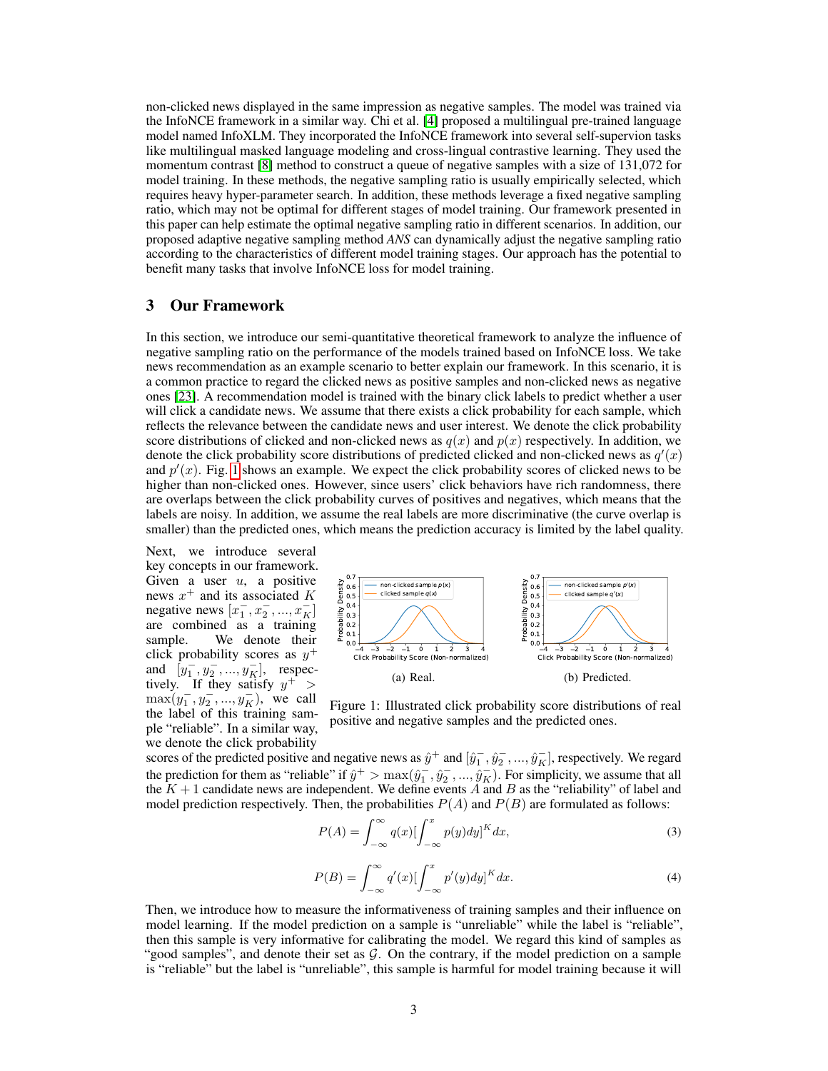non-clicked news displayed in the same impression as negative samples. The model was trained via the InfoNCE framework in a similar way. Chi et al. [4] proposed a multilingual pre-trained language model named InfoXLM. They incorporated the InfoNCE framework into several self-supervion tasks like multilingual masked language modeling and cross-lingual contrastive learning. They used the momentum contrast [8] method to construct a queue of negative samples with a size of 131,072 for model training. In these methods, the negative sampling ratio is usually empirically selected, which requires heavy hyper-parameter search. In addition, these methods leverage a fixed negative sampling ratio, which may not be optimal for different stages of model training. Our framework presented in this paper can help estimate the optimal negative sampling ratio in different scenarios. In addition, our proposed adaptive negative sampling method *ANS* can dynamically adjust the negative sampling ratio according to the characteristics of different model training stages. Our approach has the potential to benefit many tasks that involve InfoNCE loss for model training.

# 3 Our Framework

In this section, we introduce our semi-quantitative theoretical framework to analyze the influence of negative sampling ratio on the performance of the models trained based on InfoNCE loss. We take news recommendation as an example scenario to better explain our framework. In this scenario, it is a common practice to regard the clicked news as positive samples and non-clicked news as negative ones [23]. A recommendation model is trained with the binary click labels to predict whether a user will click a candidate news. We assume that there exists a click probability for each sample, which reflects the relevance between the candidate news and user interest. We denote the click probability score distributions of clicked and non-clicked news as $q(x)$ and $p(x)$ respectively. In addition, we denote the click probability score distributions of predicted clicked and non-clicked news as $q'(x)$ and $p'(x)$. Fig. 1 shows an example. We expect the click probability scores of clicked news to be higher than non-clicked ones. However, since users' click behaviors have rich randomness, there are overlaps between the click probability curves of positives and negatives, which means that the labels are noisy. In addition, we assume the real labels are more discriminative (the curve overlap is smaller) than the predicted ones, which means the prediction accuracy is limited by the label quality.

Next, we introduce several key concepts in our framework. Given a user $u$, a positive news $x^+$ and its associated $K$ negative news $[x_1^-, x_2^-, ..., x_K^-]$ are combined as a training sample. We denote their click probability scores as $y^+$ and $[y_1^-, y_2^-, ..., y_K^-]$, respectively. If they satisfy $y^+ > \max(y_1^-, y_2^-, ..., y_K^-)$, we call the label of this training sample "reliable". In a similar way, we denote the click probability scores of the predicted positive and negative news as $\hat{y}^+$ and $[\hat{y}_1^-, \hat{y}_2^-, ..., \hat{y}_K^-]$, respectively. We regard the prediction for them as "reliable" if $\hat{y}^+ > \max(\hat{y}_1^-, \hat{y}_2^-, ..., \hat{y}_K^-)$. For simplicity, we assume that all the $K+1$ candidate news are independent. We define events $A$ and $B$ as the "reliability" of label and model prediction respectively. Then, the probabilities $P(A)$ and $P(B)$ are formulated as follows:

(a) Real. (b) Predicted.

Figure 1: Illustrated click probability score distributions of real positive and negative samples and the predicted ones.

$$P(A) = \int_{-\infty}^{\infty} q(x)[\int_{-\infty}^{x} p(y)dy]^K dx, \tag{3}$$

$$P(B) = \int_{-\infty}^{\infty} q'(x)[\int_{-\infty}^{x} p'(y)dy]^K dx. \tag{4}$$

Then, we introduce how to measure the informativeness of training samples and their influence on model learning. If the model prediction on a sample is "unreliable" while the label is "reliable", then this sample is very informative for calibrating the model. We regard this kind of samples as "good samples", and denote their set as $\mathcal{G}$. On the contrary, if the model prediction on a sample is "reliable" but the label is "unreliable", this sample is harmful for model training because it will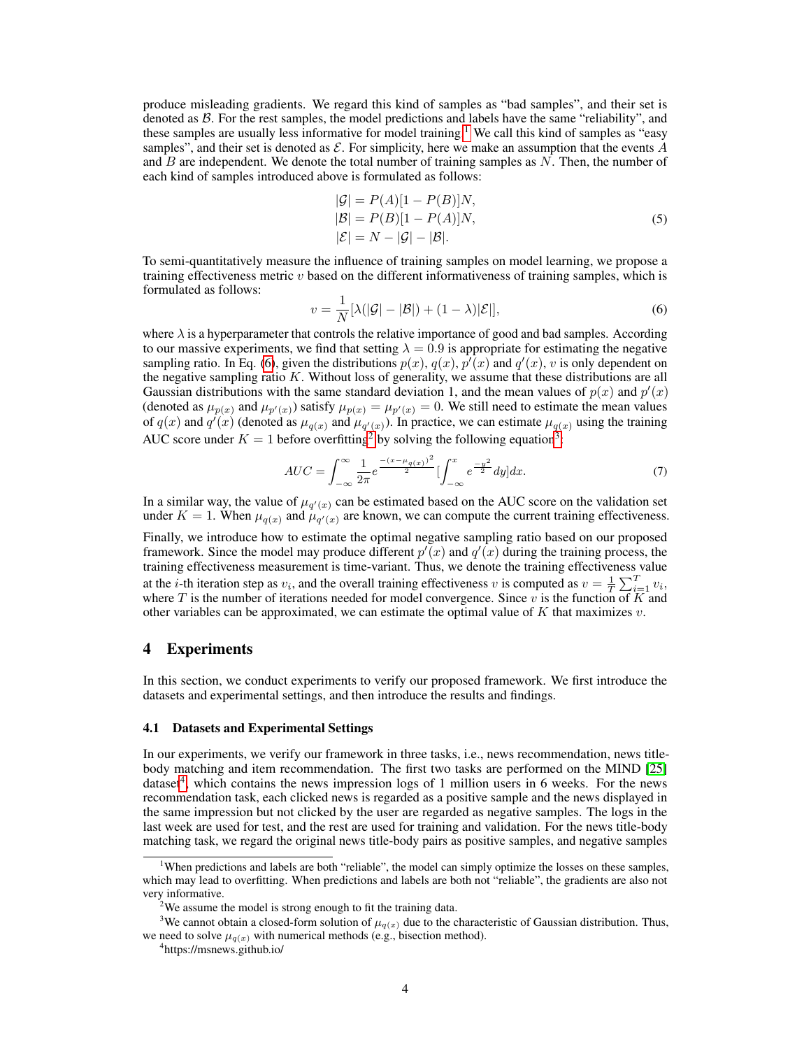produce misleading gradients. We regard this kind of samples as "bad samples", and their set is denoted as $\mathcal{B}$. For the rest samples, the model predictions and labels have the same "reliability", and these samples are usually less informative for model training.[1] We call this kind of samples as "easy samples", and their set is denoted as $\mathcal{E}$. For simplicity, here we make an assumption that the events $A$ and $B$ are independent. We denote the total number of training samples as $N$. Then, the number of each kind of samples introduced above is formulated as follows:

$$
\begin{aligned}
|\mathcal{G}| &= P(A)[1 - P(B)]N, \\
|\mathcal{B}| &= P(B)[1 - P(A)]N, \\
|\mathcal{E}| &= N - |\mathcal{G}| - |\mathcal{B}|.
\end{aligned}
\tag{5}
$$

To semi-quantitatively measure the influence of training samples on model learning, we propose a training effectiveness metric $v$ based on the different informativeness of training samples, which is formulated as follows:

$$
v = \frac{1}{N}[\lambda(|\mathcal{G}| - |\mathcal{B}|) + (1 - \lambda)|\mathcal{E}|],
\tag{6}
$$

where $\lambda$ is a hyperparameter that controls the relative importance of good and bad samples. According to our massive experiments, we find that setting $\lambda = 0.9$ is appropriate for estimating the negative sampling ratio. In Eq. (6), given the distributions $p(x)$, $q(x)$, $p'(x)$ and $q'(x)$, $v$ is only dependent on the negative sampling ratio $K$. Without loss of generality, we assume that these distributions are all Gaussian distributions with the same standard deviation 1, and the mean values of $p(x)$ and $p'(x)$ (denoted as $\mu_{p(x)}$ and $\mu_{p'(x)}$) satisfy $\mu_{p(x)} = \mu_{p'(x)} = 0$. We still need to estimate the mean values of $q(x)$ and $q'(x)$ (denoted as $\mu_{q(x)}$ and $\mu_{q'(x)}$). In practice, we can estimate $\mu_{q(x)}$ using the training AUC score under $K = 1$ before overfitting[2] by solving the following equation[3]:

$$
AUC = \int_{-\infty}^{\infty} \frac{1}{2\pi} e^{\frac{-(x-\mu_{q(x)})^2}{2}} [\int_{-\infty}^{x} e^{\frac{-y^2}{2}} dy] dx.
\tag{7}
$$

In a similar way, the value of $\mu_{q'(x)}$ can be estimated based on the AUC score on the validation set under $K = 1$. When $\mu_{q(x)}$ and $\mu_{q'(x)}$ are known, we can compute the current training effectiveness.

Finally, we introduce how to estimate the optimal negative sampling ratio based on our proposed framework. Since the model may produce different $p'(x)$ and $q'(x)$ during the training process, the training effectiveness measurement is time-variant. Thus, we denote the training effectiveness value at the $i$-th iteration step as $v_i$, and the overall training effectiveness $v$ is computed as $v = \frac{1}{T}\sum_{i=1}^{T} v_i$, where $T$ is the number of iterations needed for model convergence. Since $v$ is the function of $K$ and other variables can be approximated, we can estimate the optimal value of $K$ that maximizes $v$.

## 4 Experiments

In this section, we conduct experiments to verify our proposed framework. We first introduce the datasets and experimental settings, and then introduce the results and findings.

### 4.1 Datasets and Experimental Settings

In our experiments, we verify our framework in three tasks, i.e., news recommendation, news title-body matching and item recommendation. The first two tasks are performed on the MIND [25] dataset[4], which contains the news impression logs of 1 million users in 6 weeks. For the news recommendation task, each clicked news is regarded as a positive sample and the news displayed in the same impression but not clicked by the user are regarded as negative samples. The logs in the last week are used for test, and the rest are used for training and validation. For the news title-body matching task, we regard the original news title-body pairs as positive samples, and negative samples

---

[1] When predictions and labels are both "reliable", the model can simply optimize the losses on these samples, which may lead to overfitting. When predictions and labels are both not "reliable", the gradients are also not very informative.

[2] We assume the model is strong enough to fit the training data.

[3] We cannot obtain a closed-form solution of $\mu_{q(x)}$ due to the characteristic of Gaussian distribution. Thus, we need to solve $\mu_{q(x)}$ with numerical methods (e.g., bisection method).

[4] https://msnews.github.io/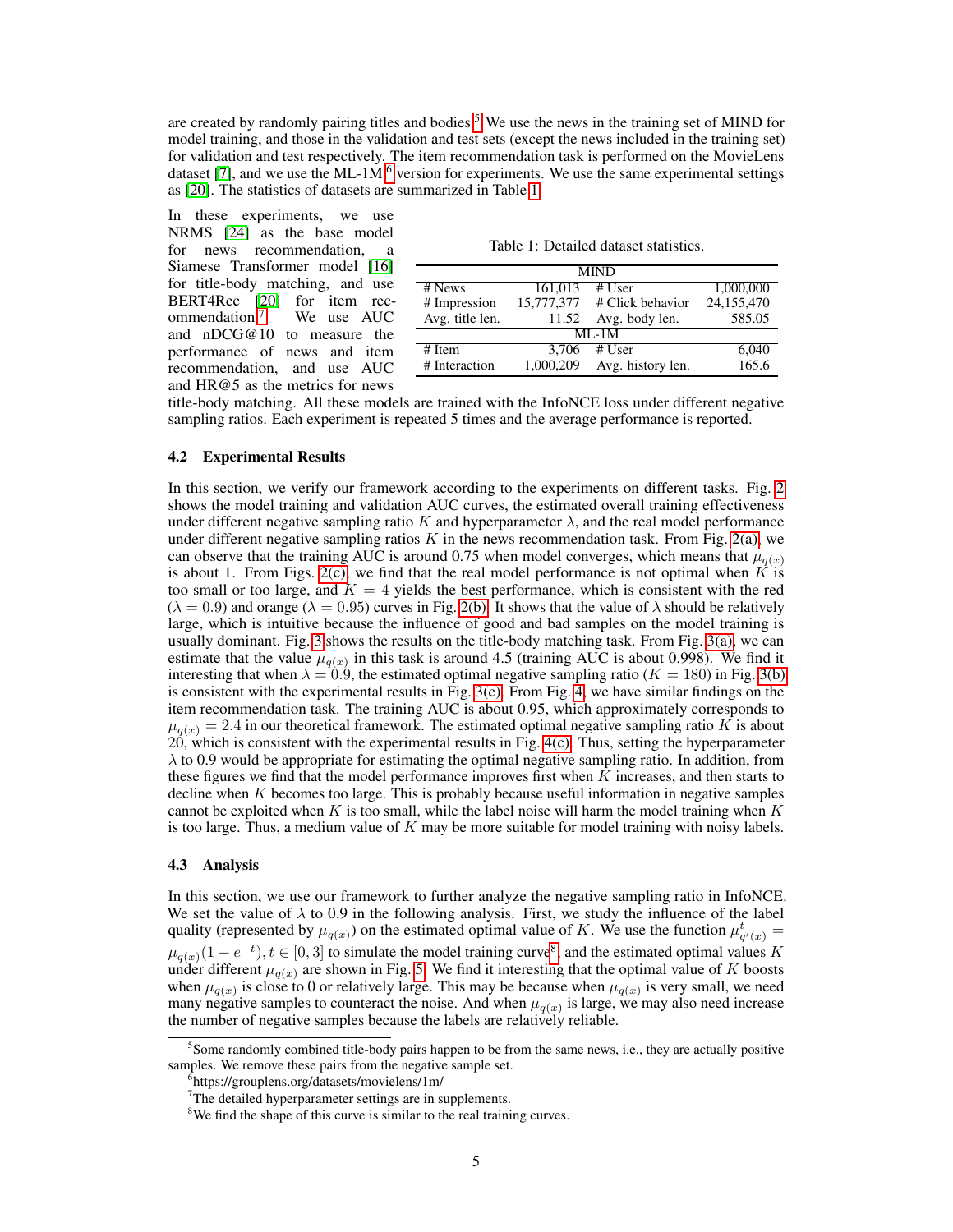are created by randomly pairing titles and bodies.[5] We use the news in the training set of MIND for model training, and those in the validation and test sets (except the news included in the training set) for validation and test respectively. The item recommendation task is performed on the MovieLens dataset [7], and we use the ML-1M [6] version for experiments. We use the same experimental settings as [20]. The statistics of datasets are summarized in Table 1.

In these experiments, we use NRMS [24] as the base model for news recommendation, a Siamese Transformer model [16] for title-body matching, and use BERT4Rec [20] for item recommendation.[7] We use AUC and nDCG@10 to measure the performance of news and item recommendation, and use AUC and HR@5 as the metrics for news title-body matching. All these models are trained with the InfoNCE loss under different negative sampling ratios. Each experiment is repeated 5 times and the average performance is reported.

Table 1: Detailed dataset statistics.

| MIND | | | |
|---|---|---|---|
| # News | 161,013 | # User | 1,000,000 |
| # Impression | 15,777,377 | # Click behavior | 24,155,470 |
| Avg. title len. | 11.52 | Avg. body len. | 585.05 |
| **ML-1M** | | | |
| # Item | 3,706 | # User | 6,040 |
| # Interaction | 1,000,209 | Avg. history len. | 165.6 |

### 4.2 Experimental Results

In this section, we verify our framework according to the experiments on different tasks. Fig. 2 shows the model training and validation AUC curves, the estimated overall training effectiveness under different negative sampling ratio $K$ and hyperparameter $\lambda$, and the real model performance under different negative sampling ratios $K$ in the news recommendation task. From Fig. 2(a), we can observe that the training AUC is around 0.75 when model converges, which means that $\mu_{q(x)}$ is about 1. From Figs. 2(c), we find that the real model performance is not optimal when $K$ is too small or too large, and $K = 4$ yields the best performance, which is consistent with the red ($\lambda = 0.9$) and orange ($\lambda = 0.95$) curves in Fig. 2(b). It shows that the value of $\lambda$ should be relatively large, which is intuitive because the influence of good and bad samples on the model training is usually dominant. Fig. 3 shows the results on the title-body matching task. From Fig. 3(a), we can estimate that the value $\mu_{q(x)}$ in this task is around 4.5 (training AUC is about 0.998). We find it interesting that when $\lambda = 0.9$, the estimated optimal negative sampling ratio ($K = 180$) in Fig. 3(b) is consistent with the experimental results in Fig. 3(c). From Fig. 4, we have similar findings on the item recommendation task. The training AUC is about 0.95, which approximately corresponds to $\mu_{q(x)} = 2.4$ in our theoretical framework. The estimated optimal negative sampling ratio $K$ is about 20, which is consistent with the experimental results in Fig. 4(c). Thus, setting the hyperparameter $\lambda$ to 0.9 would be appropriate for estimating the optimal negative sampling ratio. In addition, from these figures we find that the model performance improves first when $K$ increases, and then starts to decline when $K$ becomes too large. This is probably because useful information in negative samples cannot be exploited when $K$ is too small, while the label noise will harm the model training when $K$ is too large. Thus, a medium value of $K$ may be more suitable for model training with noisy labels.

### 4.3 Analysis

In this section, we use our framework to further analyze the negative sampling ratio in InfoNCE. We set the value of $\lambda$ to 0.9 in the following analysis. First, we study the influence of the label quality (represented by $\mu_{q(x)}$) on the estimated optimal value of $K$. We use the function $\mu^t_{q'(x)} = \mu_{q(x)}(1 - e^{-t}), t \in [0, 3]$ to simulate the model training curve[8] and the estimated optimal values $K$ under different $\mu_{q(x)}$ are shown in Fig. 5. We find it interesting that the optimal value of $K$ boosts when $\mu_{q(x)}$ is close to 0 or relatively large. This may be because when $\mu_{q(x)}$ is very small, we need many negative samples to counteract the noise. And when $\mu_{q(x)}$ is large, we may also need increase the number of negative samples because the labels are relatively reliable.

[5] Some randomly combined title-body pairs happen to be from the same news, i.e., they are actually positive samples. We remove these pairs from the negative sample set.

[6] https://grouplens.org/datasets/movielens/1m/

[7] The detailed hyperparameter settings are in supplements.

[8] We find the shape of this curve is similar to the real training curves.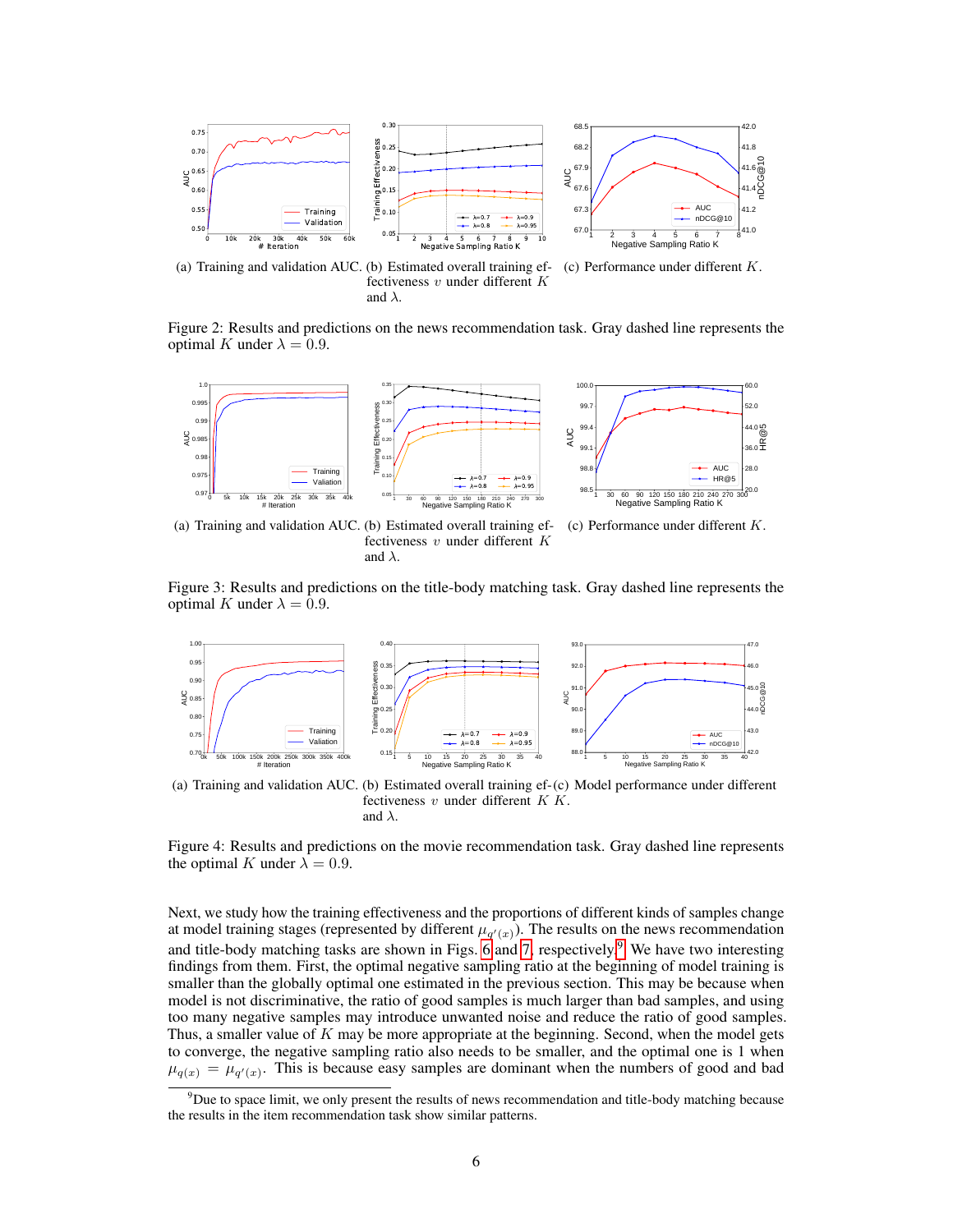(a) Training and validation AUC. (b) Estimated overall training effectiveness $v$ under different $K$ and $\lambda$. (c) Performance under different $K$.

Figure 2: Results and predictions on the news recommendation task. Gray dashed line represents the optimal $K$ under $\lambda = 0.9$.

(a) Training and validation AUC. (b) Estimated overall training effectiveness $v$ under different $K$ and $\lambda$. (c) Performance under different $K$.

Figure 3: Results and predictions on the title-body matching task. Gray dashed line represents the optimal $K$ under $\lambda = 0.9$.

(a) Training and validation AUC. (b) Estimated overall training effectiveness $v$ under different $K$ and $\lambda$. (c) Model performance under different $K$.

Figure 4: Results and predictions on the movie recommendation task. Gray dashed line represents the optimal $K$ under $\lambda = 0.9$.

Next, we study how the training effectiveness and the proportions of different kinds of samples change at model training stages (represented by different $\mu_{q'(x)}$). The results on the news recommendation and title-body matching tasks are shown in Figs. 6 and 7, respectively.[9] We have two interesting findings from them. First, the optimal negative sampling ratio at the beginning of model training is smaller than the globally optimal one estimated in the previous section. This may be because when model is not discriminative, the ratio of good samples is much larger than bad samples, and using too many negative samples may introduce unwanted noise and reduce the ratio of good samples. Thus, a smaller value of $K$ may be more appropriate at the beginning. Second, when the model gets to converge, the negative sampling ratio also needs to be smaller, and the optimal one is 1 when $\mu_{q(x)} = \mu_{q'(x)}$. This is because easy samples are dominant when the numbers of good and bad

[9] Due to space limit, we only present the results of news recommendation and title-body matching because the results in the item recommendation task show similar patterns.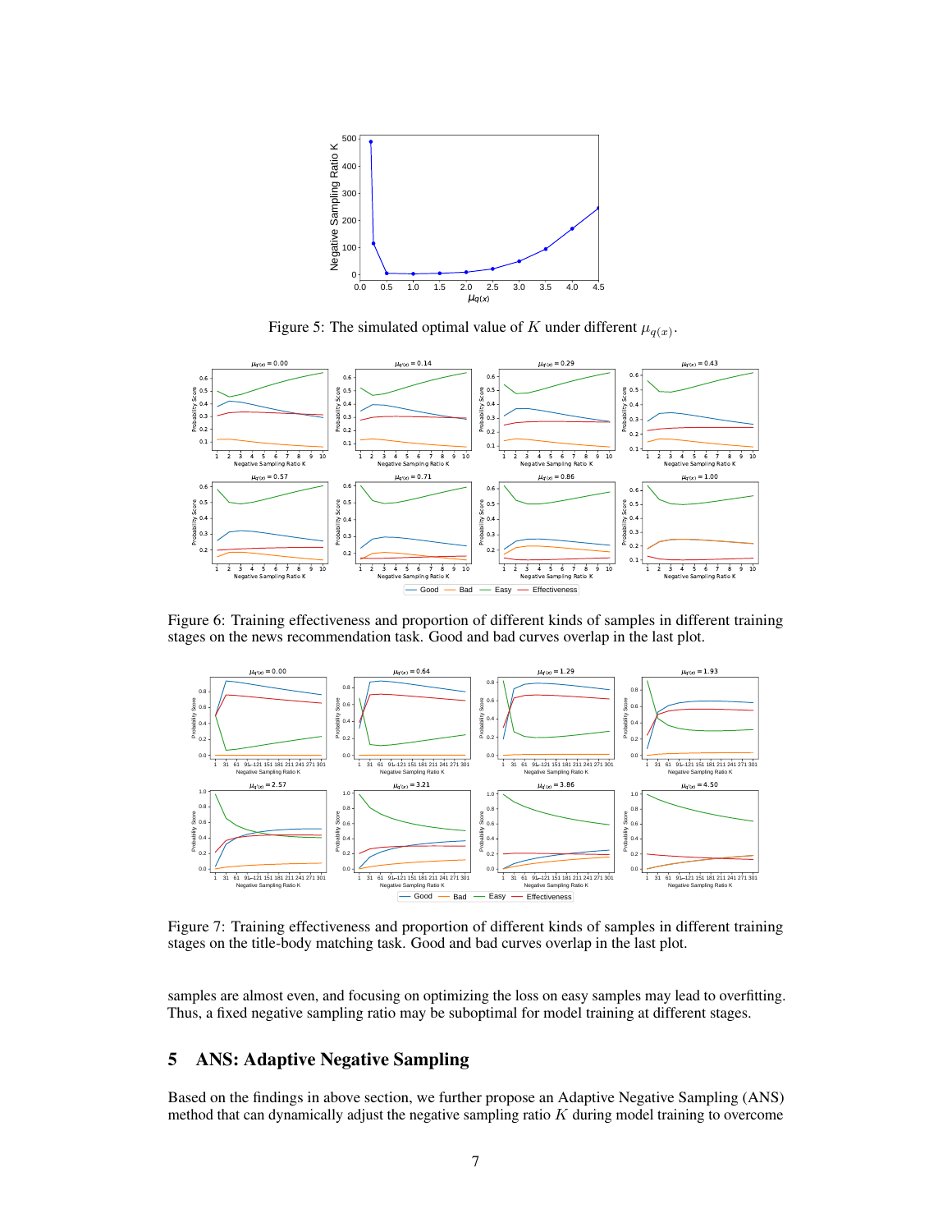Figure 5: The simulated optimal value of $K$ under different $\mu_{q(x)}$.

Figure 6: Training effectiveness and proportion of different kinds of samples in different training stages on the news recommendation task. Good and bad curves overlap in the last plot.

Figure 7: Training effectiveness and proportion of different kinds of samples in different training stages on the title-body matching task. Good and bad curves overlap in the last plot.

samples are almost even, and focusing on optimizing the loss on easy samples may lead to overfitting. Thus, a fixed negative sampling ratio may be suboptimal for model training at different stages.

## 5 ANS: Adaptive Negative Sampling

Based on the findings in above section, we further propose an Adaptive Negative Sampling (ANS) method that can dynamically adjust the negative sampling ratio $K$ during model training to overcome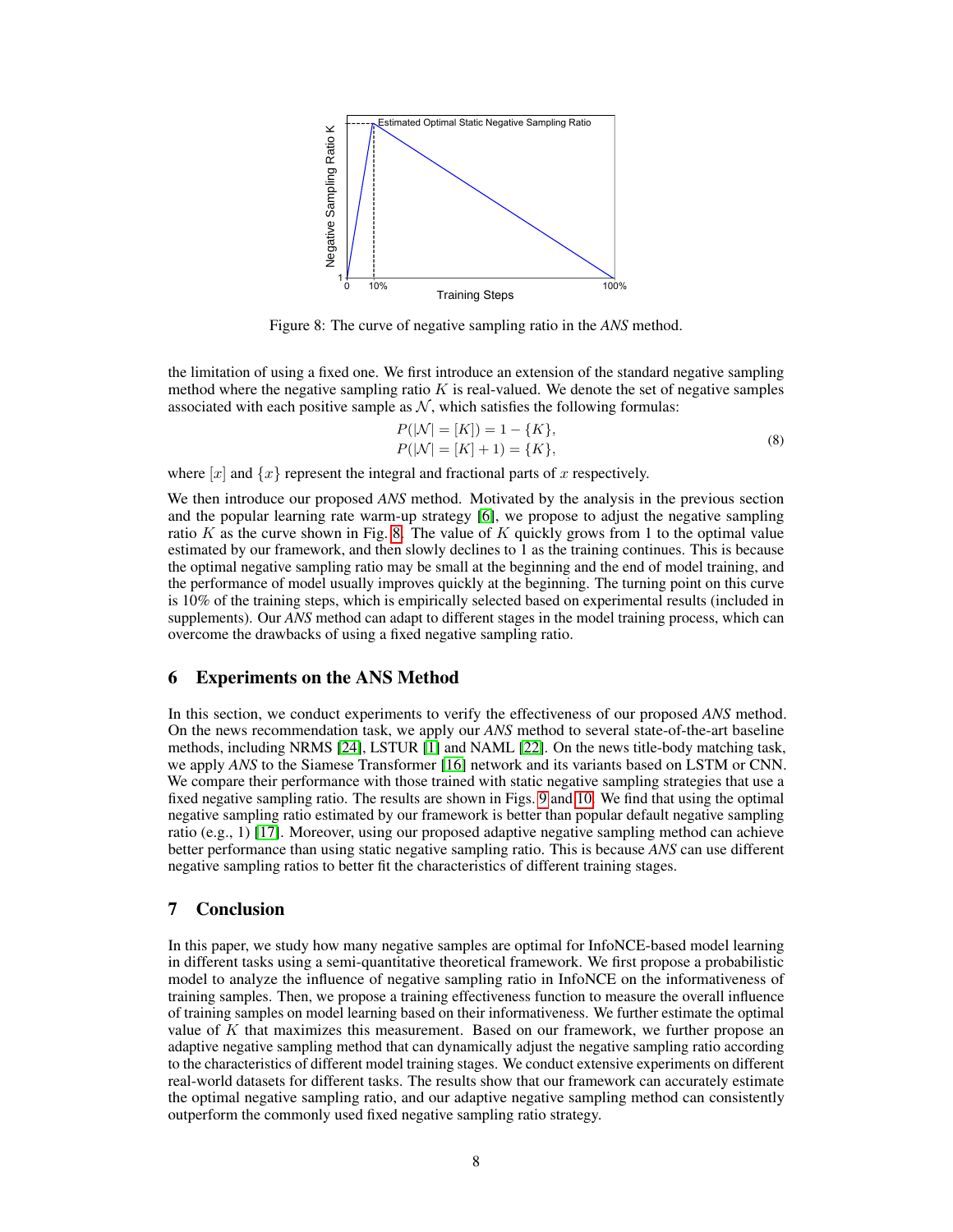Figure 8: The curve of negative sampling ratio in the *ANS* method.

the limitation of using a fixed one. We first introduce an extension of the standard negative sampling method where the negative sampling ratio $K$ is real-valued. We denote the set of negative samples associated with each positive sample as $\mathcal{N}$, which satisfies the following formulas:

$$
\begin{aligned}
P(|\mathcal{N}| = [K]) &= 1 - \{K\}, \\
P(|\mathcal{N}| = [K] + 1) &= \{K\},
\end{aligned}
\tag{8}
$$

where $[x]$ and $\{x\}$ represent the integral and fractional parts of $x$ respectively.

We then introduce our proposed *ANS* method. Motivated by the analysis in the previous section and the popular learning rate warm-up strategy [6], we propose to adjust the negative sampling ratio $K$ as the curve shown in Fig. 8. The value of $K$ quickly grows from 1 to the optimal value estimated by our framework, and then slowly declines to 1 as the training continues. This is because the optimal negative sampling ratio may be small at the beginning and the end of model training, and the performance of model usually improves quickly at the beginning. The turning point on this curve is 10% of the training steps, which is empirically selected based on experimental results (included in supplements). Our *ANS* method can adapt to different stages in the model training process, which can overcome the drawbacks of using a fixed negative sampling ratio.

## 6 Experiments on the ANS Method

In this section, we conduct experiments to verify the effectiveness of our proposed *ANS* method. On the news recommendation task, we apply our *ANS* method to several state-of-the-art baseline methods, including NRMS [24], LSTUR [1] and NAML [22]. On the news title-body matching task, we apply *ANS* to the Siamese Transformer [16] network and its variants based on LSTM or CNN. We compare their performance with those trained with static negative sampling strategies that use a fixed negative sampling ratio. The results are shown in Figs. 9 and 10. We find that using the optimal negative sampling ratio estimated by our framework is better than popular default negative sampling ratio (e.g., 1) [17]. Moreover, using our proposed adaptive negative sampling method can achieve better performance than using static negative sampling ratio. This is because *ANS* can use different negative sampling ratios to better fit the characteristics of different training stages.

## 7 Conclusion

In this paper, we study how many negative samples are optimal for InfoNCE-based model learning in different tasks using a semi-quantitative theoretical framework. We first propose a probabilistic model to analyze the influence of negative sampling ratio in InfoNCE on the informativeness of training samples. Then, we propose a training effectiveness function to measure the overall influence of training samples on model learning based on their informativeness. We further estimate the optimal value of $K$ that maximizes this measurement. Based on our framework, we further propose an adaptive negative sampling method that can dynamically adjust the negative sampling ratio according to the characteristics of different model training stages. We conduct extensive experiments on different real-world datasets for different tasks. The results show that our framework can accurately estimate the optimal negative sampling ratio, and our adaptive negative sampling method can consistently outperform the commonly used fixed negative sampling ratio strategy.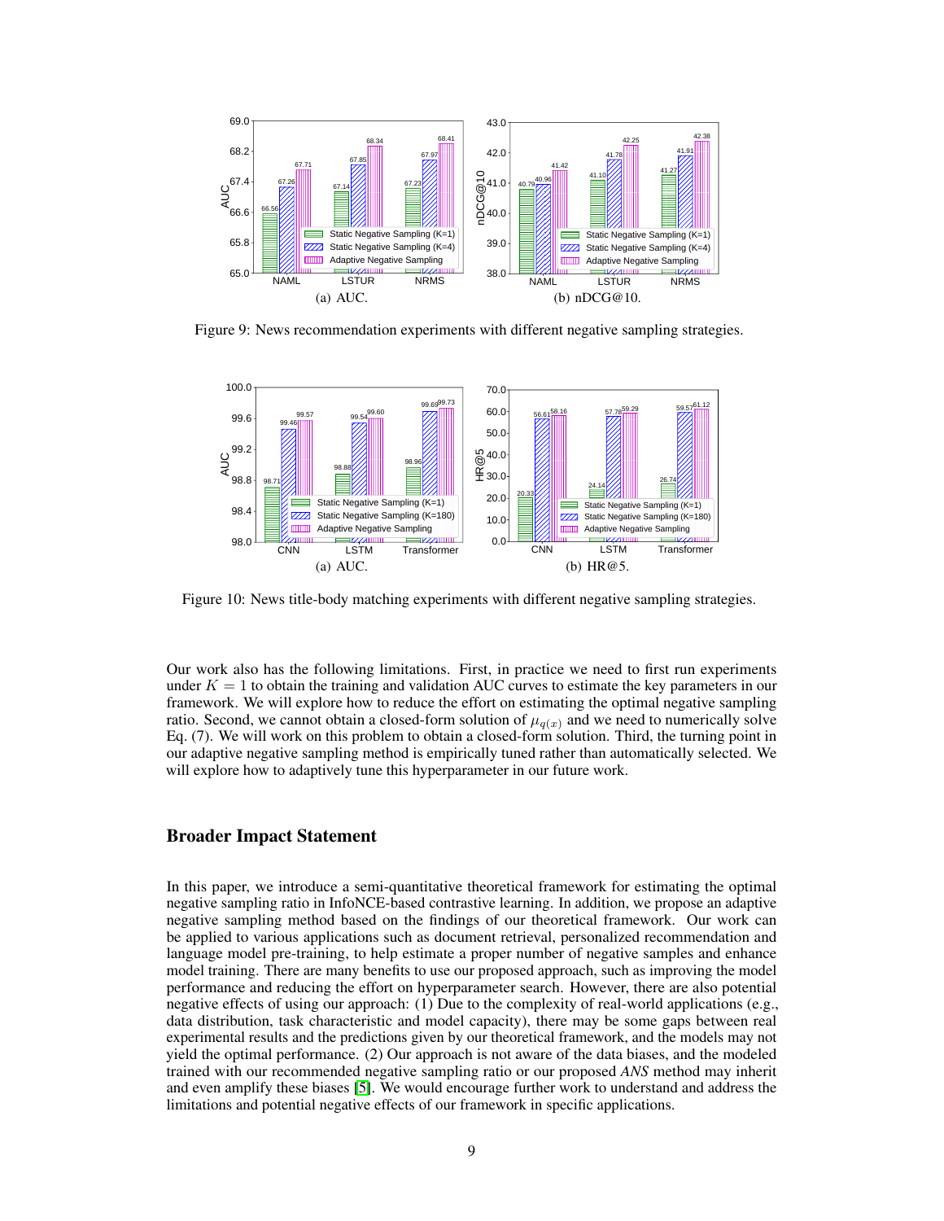(a) AUC. (b) nDCG@10.

Figure 9: News recommendation experiments with different negative sampling strategies.

(a) AUC. (b) HR@5.

Figure 10: News title-body matching experiments with different negative sampling strategies.

Our work also has the following limitations. First, in practice we need to first run experiments under $K = 1$ to obtain the training and validation AUC curves to estimate the key parameters in our framework. We will explore how to reduce the effort on estimating the optimal negative sampling ratio. Second, we cannot obtain a closed-form solution of $\mu_{q(x)}$ and we need to numerically solve Eq. (7). We will work on this problem to obtain a closed-form solution. Third, the turning point in our adaptive negative sampling method is empirically tuned rather than automatically selected. We will explore how to adaptively tune this hyperparameter in our future work.

## Broader Impact Statement

In this paper, we introduce a semi-quantitative theoretical framework for estimating the optimal negative sampling ratio in InfoNCE-based contrastive learning. In addition, we propose an adaptive negative sampling method based on the findings of our theoretical framework. Our work can be applied to various applications such as document retrieval, personalized recommendation and language model pre-training, to help estimate a proper number of negative samples and enhance model training. There are many benefits to use our proposed approach, such as improving the model performance and reducing the effort on hyperparameter search. However, there are also potential negative effects of using our approach: (1) Due to the complexity of real-world applications (e.g., data distribution, task characteristic and model capacity), there may be some gaps between real experimental results and the predictions given by our theoretical framework, and the models may not yield the optimal performance. (2) Our approach is not aware of the data biases, and the modeled trained with our recommended negative sampling ratio or our proposed *ANS* method may inherit and even amplify these biases [5]. We would encourage further work to understand and address the limitations and potential negative effects of our framework in specific applications.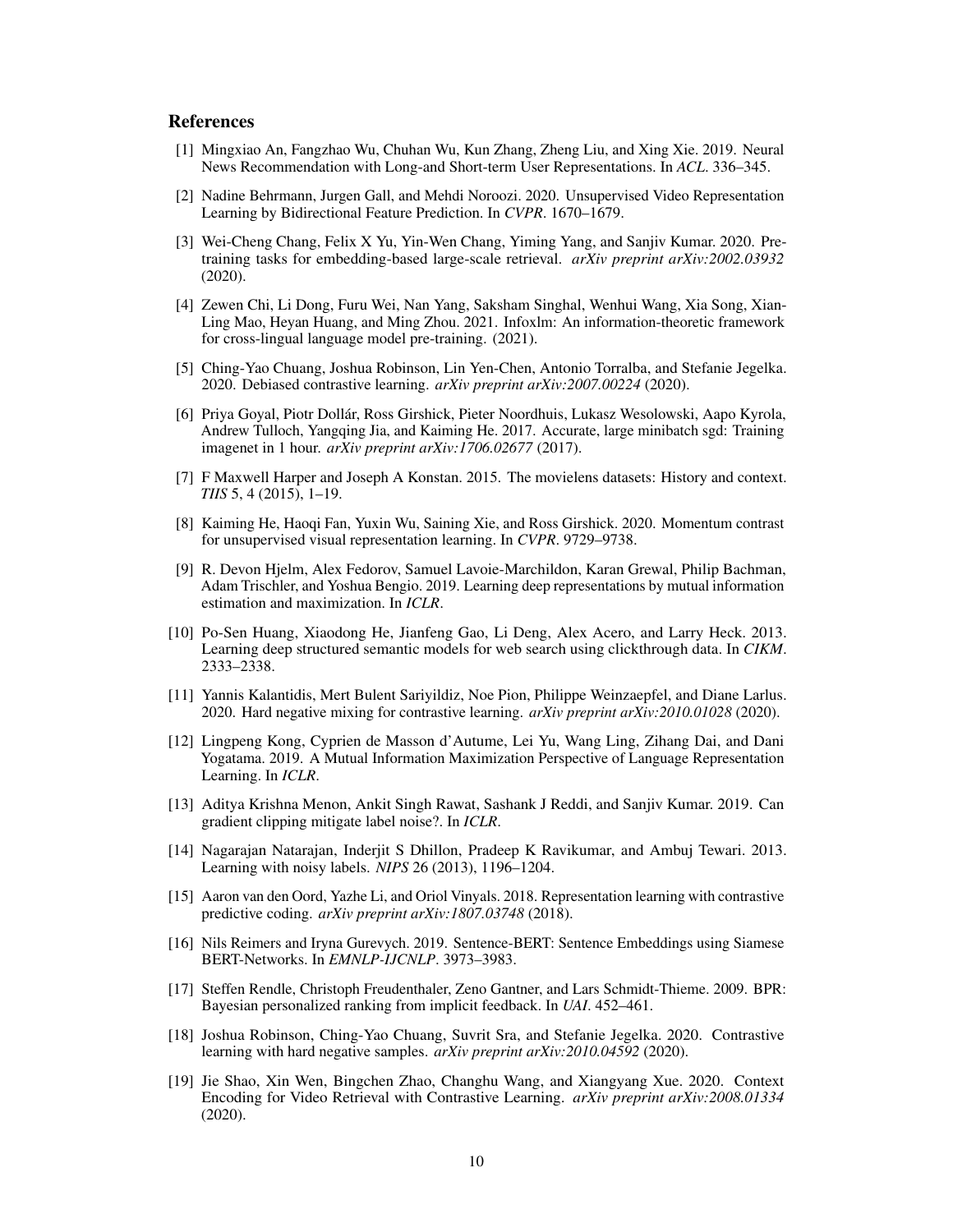## References

[1] Mingxiao An, Fangzhao Wu, Chuhan Wu, Kun Zhang, Zheng Liu, and Xing Xie. 2019. Neural News Recommendation with Long-and Short-term User Representations. In *ACL*. 336–345.

[2] Nadine Behrmann, Jurgen Gall, and Mehdi Noroozi. 2020. Unsupervised Video Representation Learning by Bidirectional Feature Prediction. In *CVPR*. 1670–1679.

[3] Wei-Cheng Chang, Felix X Yu, Yin-Wen Chang, Yiming Yang, and Sanjiv Kumar. 2020. Pre-training tasks for embedding-based large-scale retrieval. *arXiv preprint arXiv:2002.03932* (2020).

[4] Zewen Chi, Li Dong, Furu Wei, Nan Yang, Saksham Singhal, Wenhui Wang, Xia Song, Xian-Ling Mao, Heyan Huang, and Ming Zhou. 2021. Infoxlm: An information-theoretic framework for cross-lingual language model pre-training. (2021).

[5] Ching-Yao Chuang, Joshua Robinson, Lin Yen-Chen, Antonio Torralba, and Stefanie Jegelka. 2020. Debiased contrastive learning. *arXiv preprint arXiv:2007.00224* (2020).

[6] Priya Goyal, Piotr Dollár, Ross Girshick, Pieter Noordhuis, Lukasz Wesolowski, Aapo Kyrola, Andrew Tulloch, Yangqing Jia, and Kaiming He. 2017. Accurate, large minibatch sgd: Training imagenet in 1 hour. *arXiv preprint arXiv:1706.02677* (2017).

[7] F Maxwell Harper and Joseph A Konstan. 2015. The movielens datasets: History and context. *TIIS* 5, 4 (2015), 1–19.

[8] Kaiming He, Haoqi Fan, Yuxin Wu, Saining Xie, and Ross Girshick. 2020. Momentum contrast for unsupervised visual representation learning. In *CVPR*. 9729–9738.

[9] R. Devon Hjelm, Alex Fedorov, Samuel Lavoie-Marchildon, Karan Grewal, Philip Bachman, Adam Trischler, and Yoshua Bengio. 2019. Learning deep representations by mutual information estimation and maximization. In *ICLR*.

[10] Po-Sen Huang, Xiaodong He, Jianfeng Gao, Li Deng, Alex Acero, and Larry Heck. 2013. Learning deep structured semantic models for web search using clickthrough data. In *CIKM*. 2333–2338.

[11] Yannis Kalantidis, Mert Bulent Sariyildiz, Noe Pion, Philippe Weinzaepfel, and Diane Larlus. 2020. Hard negative mixing for contrastive learning. *arXiv preprint arXiv:2010.01028* (2020).

[12] Lingpeng Kong, Cyprien de Masson d'Autume, Lei Yu, Wang Ling, Zihang Dai, and Dani Yogatama. 2019. A Mutual Information Maximization Perspective of Language Representation Learning. In *ICLR*.

[13] Aditya Krishna Menon, Ankit Singh Rawat, Sashank J Reddi, and Sanjiv Kumar. 2019. Can gradient clipping mitigate label noise?. In *ICLR*.

[14] Nagarajan Natarajan, Inderjit S Dhillon, Pradeep K Ravikumar, and Ambuj Tewari. 2013. Learning with noisy labels. *NIPS* 26 (2013), 1196–1204.

[15] Aaron van den Oord, Yazhe Li, and Oriol Vinyals. 2018. Representation learning with contrastive predictive coding. *arXiv preprint arXiv:1807.03748* (2018).

[16] Nils Reimers and Iryna Gurevych. 2019. Sentence-BERT: Sentence Embeddings using Siamese BERT-Networks. In *EMNLP-IJCNLP*. 3973–3983.

[17] Steffen Rendle, Christoph Freudenthaler, Zeno Gantner, and Lars Schmidt-Thieme. 2009. BPR: Bayesian personalized ranking from implicit feedback. In *UAI*. 452–461.

[18] Joshua Robinson, Ching-Yao Chuang, Suvrit Sra, and Stefanie Jegelka. 2020. Contrastive learning with hard negative samples. *arXiv preprint arXiv:2010.04592* (2020).

[19] Jie Shao, Xin Wen, Bingchen Zhao, Changhu Wang, and Xiangyang Xue. 2020. Context Encoding for Video Retrieval with Contrastive Learning. *arXiv preprint arXiv:2008.01334* (2020).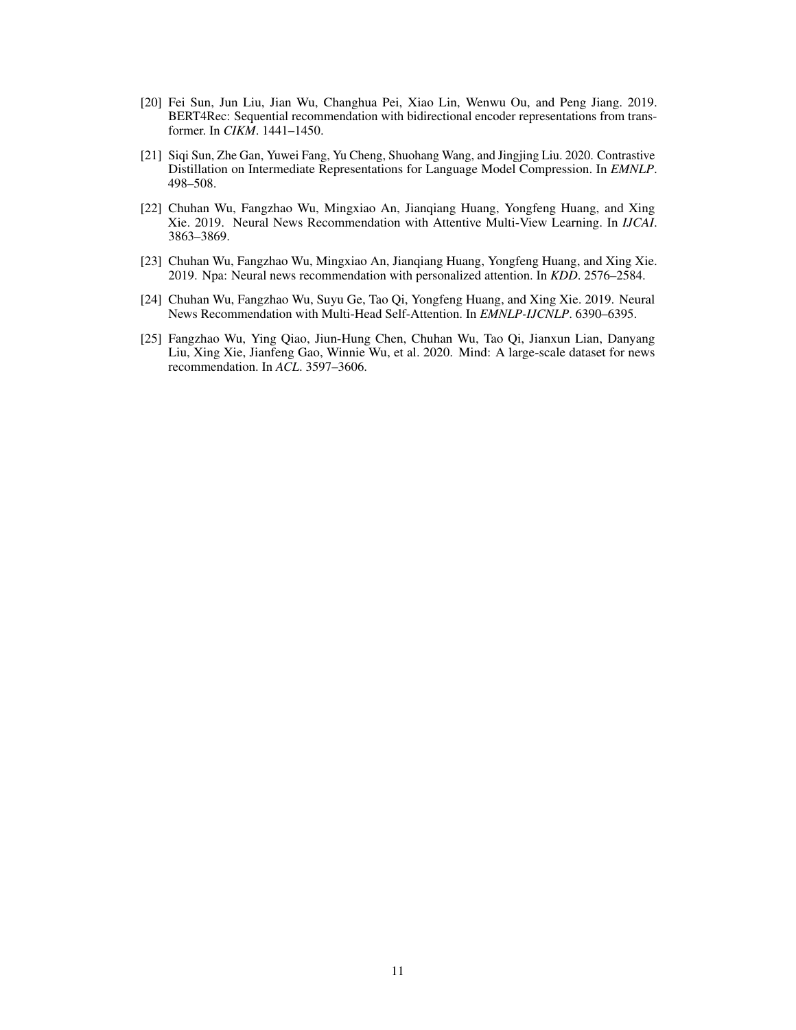[20] Fei Sun, Jun Liu, Jian Wu, Changhua Pei, Xiao Lin, Wenwu Ou, and Peng Jiang. 2019. BERT4Rec: Sequential recommendation with bidirectional encoder representations from transformer. In *CIKM*. 1441–1450.

[21] Siqi Sun, Zhe Gan, Yuwei Fang, Yu Cheng, Shuohang Wang, and Jingjing Liu. 2020. Contrastive Distillation on Intermediate Representations for Language Model Compression. In *EMNLP*. 498–508.

[22] Chuhan Wu, Fangzhao Wu, Mingxiao An, Jianqiang Huang, Yongfeng Huang, and Xing Xie. 2019. Neural News Recommendation with Attentive Multi-View Learning. In *IJCAI*. 3863–3869.

[23] Chuhan Wu, Fangzhao Wu, Mingxiao An, Jianqiang Huang, Yongfeng Huang, and Xing Xie. 2019. Npa: Neural news recommendation with personalized attention. In *KDD*. 2576–2584.

[24] Chuhan Wu, Fangzhao Wu, Suyu Ge, Tao Qi, Yongfeng Huang, and Xing Xie. 2019. Neural News Recommendation with Multi-Head Self-Attention. In *EMNLP-IJCNLP*. 6390–6395.

[25] Fangzhao Wu, Ying Qiao, Jiun-Hung Chen, Chuhan Wu, Tao Qi, Jianxun Lian, Danyang Liu, Xing Xie, Jianfeng Gao, Winnie Wu, et al. 2020. Mind: A large-scale dataset for news recommendation. In *ACL*. 3597–3606.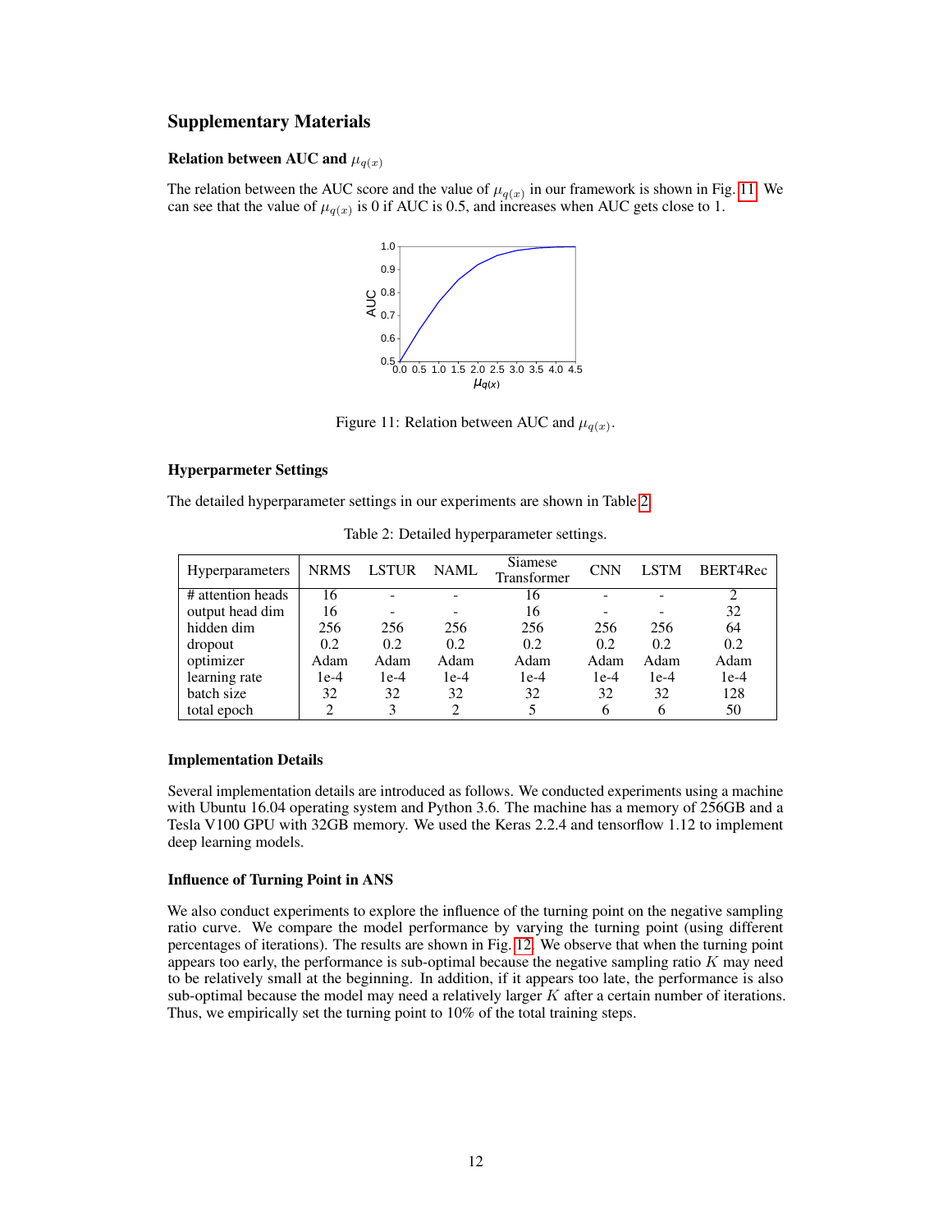## Supplementary Materials

### Relation between AUC and $\mu_{q(x)}$

The relation between the AUC score and the value of $\mu_{q(x)}$ in our framework is shown in Fig. 11. We can see that the value of $\mu_{q(x)}$ is 0 if AUC is 0.5, and increases when AUC gets close to 1.

Figure 11: Relation between AUC and $\mu_{q(x)}$.

### Hyperparmeter Settings

The detailed hyperparameter settings in our experiments are shown in Table 2.

Table 2: Detailed hyperparameter settings.

| Hyperparameters | NRMS | LSTUR | NAML | Siamese Transformer | CNN | LSTM | BERT4Rec |
|---|---|---|---|---|---|---|---|
| # attention heads | 16 | - | - | 16 | - | - | 2 |
| output head dim | 16 | - | - | 16 | - | - | 32 |
| hidden dim | 256 | 256 | 256 | 256 | 256 | 256 | 64 |
| dropout | 0.2 | 0.2 | 0.2 | 0.2 | 0.2 | 0.2 | 0.2 |
| optimizer | Adam | Adam | Adam | Adam | Adam | Adam | Adam |
| learning rate | 1e-4 | 1e-4 | 1e-4 | 1e-4 | 1e-4 | 1e-4 | 1e-4 |
| batch size | 32 | 32 | 32 | 32 | 32 | 32 | 128 |
| total epoch | 2 | 3 | 2 | 5 | 6 | 6 | 50 |

### Implementation Details

Several implementation details are introduced as follows. We conducted experiments using a machine with Ubuntu 16.04 operating system and Python 3.6. The machine has a memory of 256GB and a Tesla V100 GPU with 32GB memory. We used the Keras 2.2.4 and tensorflow 1.12 to implement deep learning models.

### Influence of Turning Point in ANS

We also conduct experiments to explore the influence of the turning point on the negative sampling ratio curve. We compare the model performance by varying the turning point (using different percentages of iterations). The results are shown in Fig. 12. We observe that when the turning point appears too early, the performance is sub-optimal because the negative sampling ratio $K$ may need to be relatively small at the beginning. In addition, if it appears too late, the performance is also sub-optimal because the model may need a relatively larger $K$ after a certain number of iterations. Thus, we empirically set the turning point to 10% of the total training steps.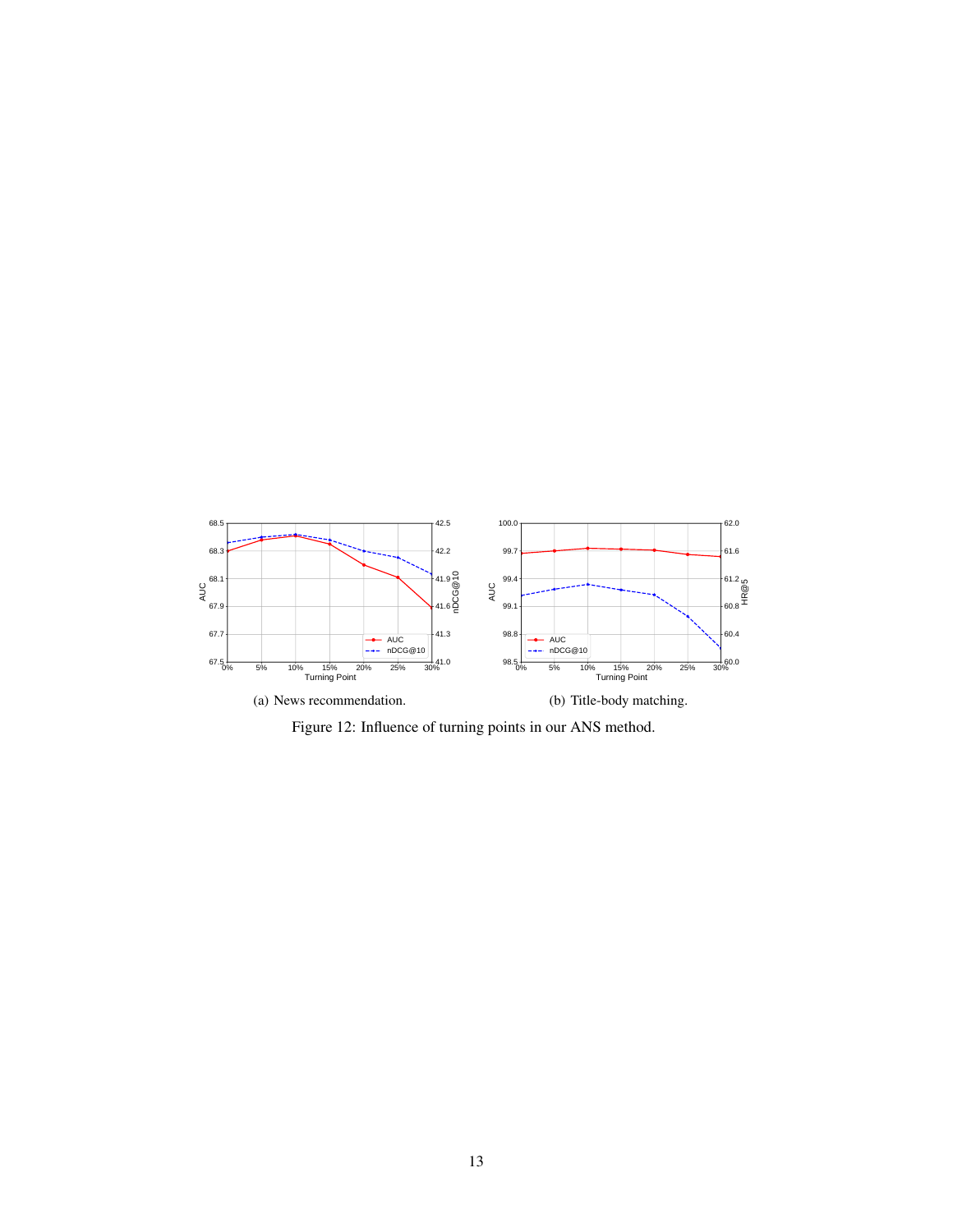68.5
68.3
68.1
67.9
67.7
67.5
AUC
0%
5%
10%
15%
20%
25%
30%
Turning Point
42.5
42.2
41.9
41.6
41.3
41.0
nDCG@10
AUC
nDCG@10

(a) News recommendation.

100.0
99.7
99.4
99.1
98.8
98.5
AUC
0%
5%
10%
15%
20%
25%
30%
Turning Point
62.0
61.6
61.2
60.8
60.4
60.0
HR@5
AUC
nDCG@10

(b) Title-body matching.

Figure 12: Influence of turning points in our ANS method.